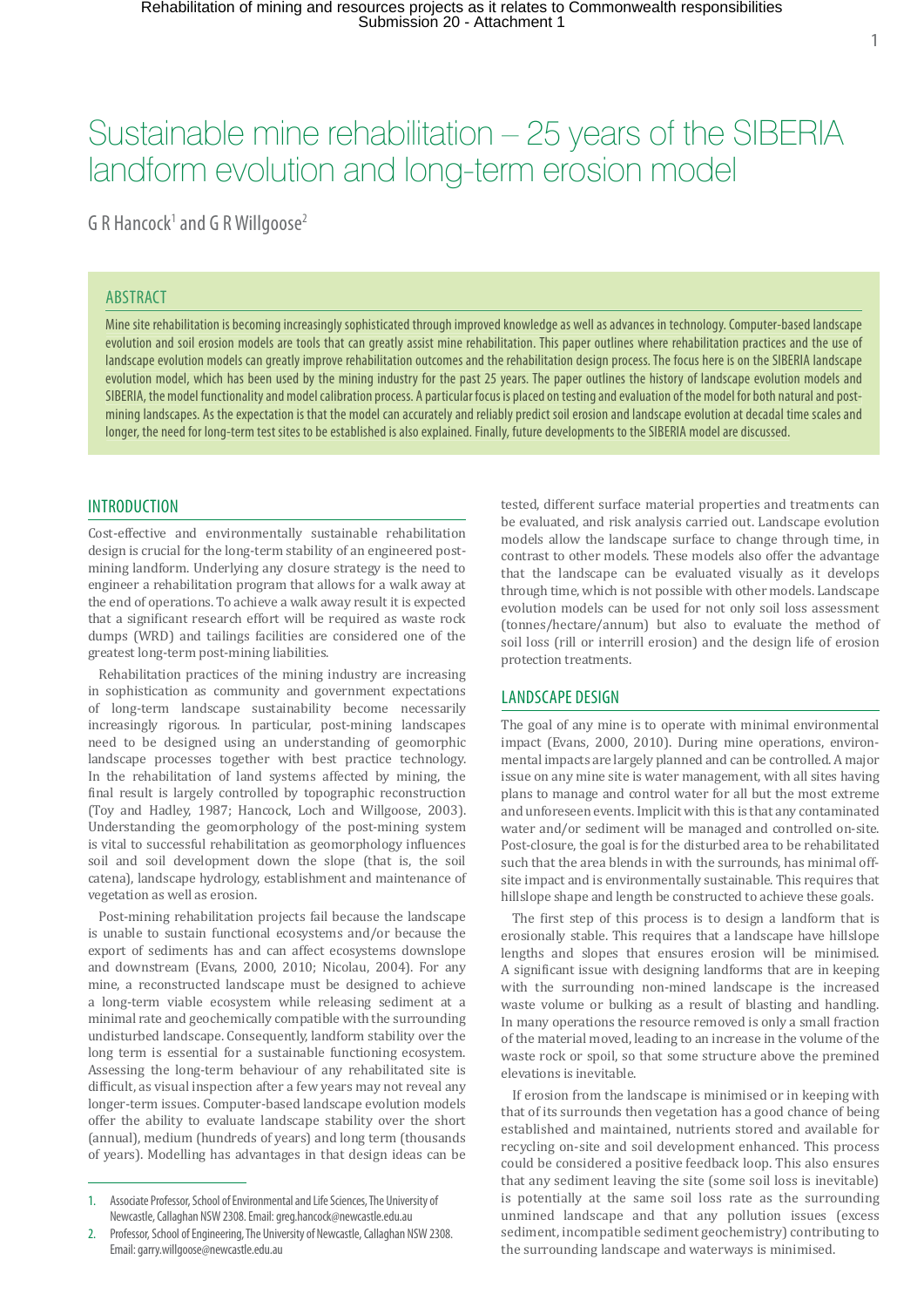# Sustainable mine rehabilitation – 25 years of the SIBERIA landform evolution and long-term erosion model

G R Hancock[1] and G R Willgoose[2]

## ABSTRACT

Mine site rehabilitation is becoming increasingly sophisticated through improved knowledge as well as advances in technology. Computer-based landscape evolution and soil erosion models are tools that can greatly assist mine rehabilitation. This paper outlines where rehabilitation practices and the use of landscape evolution models can greatly improve rehabilitation outcomes and the rehabilitation design process. The focus here is on the SIBERIA landscape evolution model, which has been used by the mining industry for the past 25 years. The paper outlines the history of landscape evolution models and SIBERIA, the model functionality and model calibration process. A particular focus is placed on testing and evaluation of the model for both natural and post-mining landscapes. As the expectation is that the model can accurately and reliably predict soil erosion and landscape evolution at decadal time scales and longer, the need for long-term test sites to be established is also explained. Finally, future developments to the SIBERIA model are discussed.

## INTRODUCTION

Cost-effective and environmentally sustainable rehabilitation design is crucial for the long-term stability of an engineered post-mining landform. Underlying any closure strategy is the need to engineer a rehabilitation program that allows for a walk away at the end of operations. To achieve a walk away result it is expected that a significant research effort will be required as waste rock dumps (WRD) and tailings facilities are considered one of the greatest long-term post-mining liabilities.

Rehabilitation practices of the mining industry are increasing in sophistication as community and government expectations of long-term landscape sustainability become necessarily increasingly rigorous. In particular, post-mining landscapes need to be designed using an understanding of geomorphic landscape processes together with best practice technology. In the rehabilitation of land systems affected by mining, the final result is largely controlled by topographic reconstruction (Toy and Hadley, 1987; Hancock, Loch and Willgoose, 2003). Understanding the geomorphology of the post-mining system is vital to successful rehabilitation as geomorphology influences soil and soil development down the slope (that is, the soil catena), landscape hydrology, establishment and maintenance of vegetation as well as erosion.

Post-mining rehabilitation projects fail because the landscape is unable to sustain functional ecosystems and/or because the export of sediments has and can affect ecosystems downslope and downstream (Evans, 2000, 2010; Nicolau, 2004). For any mine, a reconstructed landscape must be designed to achieve a long-term viable ecosystem while releasing sediment at a minimal rate and geochemically compatible with the surrounding undisturbed landscape. Consequently, landform stability over the long term is essential for a sustainable functioning ecosystem. Assessing the long-term behaviour of any rehabilitated site is difficult, as visual inspection after a few years may not reveal any longer-term issues. Computer-based landscape evolution models offer the ability to evaluate landscape stability over the short (annual), medium (hundreds of years) and long term (thousands of years). Modelling has advantages in that design ideas can be tested, different surface material properties and treatments can be evaluated, and risk analysis carried out. Landscape evolution models allow the landscape surface to change through time, in contrast to other models. These models also offer the advantage that the landscape can be evaluated visually as it develops through time, which is not possible with other models. Landscape evolution models can be used for not only soil loss assessment (tonnes/hectare/annum) but also to evaluate the method of soil loss (rill or interrill erosion) and the design life of erosion protection treatments.

## LANDSCAPE DESIGN

The goal of any mine is to operate with minimal environmental impact (Evans, 2000, 2010). During mine operations, environmental impacts are largely planned and can be controlled. A major issue on any mine site is water management, with all sites having plans to manage and control water for all but the most extreme and unforeseen events. Implicit with this is that any contaminated water and/or sediment will be managed and controlled on-site. Post-closure, the goal is for the disturbed area to be rehabilitated such that the area blends in with the surrounds, has minimal off-site impact and is environmentally sustainable. This requires that hillslope shape and length be constructed to achieve these goals.

The first step of this process is to design a landform that is erosionally stable. This requires that a landscape have hillslope lengths and slopes that ensures erosion will be minimised. A significant issue with designing landforms that are in keeping with the surrounding non-mined landscape is the increased waste volume or bulking as a result of blasting and handling. In many operations the resource removed is only a small fraction of the material moved, leading to an increase in the volume of the waste rock or spoil, so that some structure above the premined elevations is inevitable.

If erosion from the landscape is minimised or in keeping with that of its surrounds then vegetation has a good chance of being established and maintained, nutrients stored and available for recycling on-site and soil development enhanced. This process could be considered a positive feedback loop. This also ensures that any sediment leaving the site (some soil loss is inevitable) is potentially at the same soil loss rate as the surrounding unmined landscape and that any pollution issues (excess sediment, incompatible sediment geochemistry) contributing to the surrounding landscape and waterways is minimised.

---

1. Associate Professor, School of Environmental and Life Sciences, The University of Newcastle, Callaghan NSW 2308. Email: greg.hancock@newcastle.edu.au
2. Professor, School of Engineering, The University of Newcastle, Callaghan NSW 2308. Email: garry.willgoose@newcastle.edu.au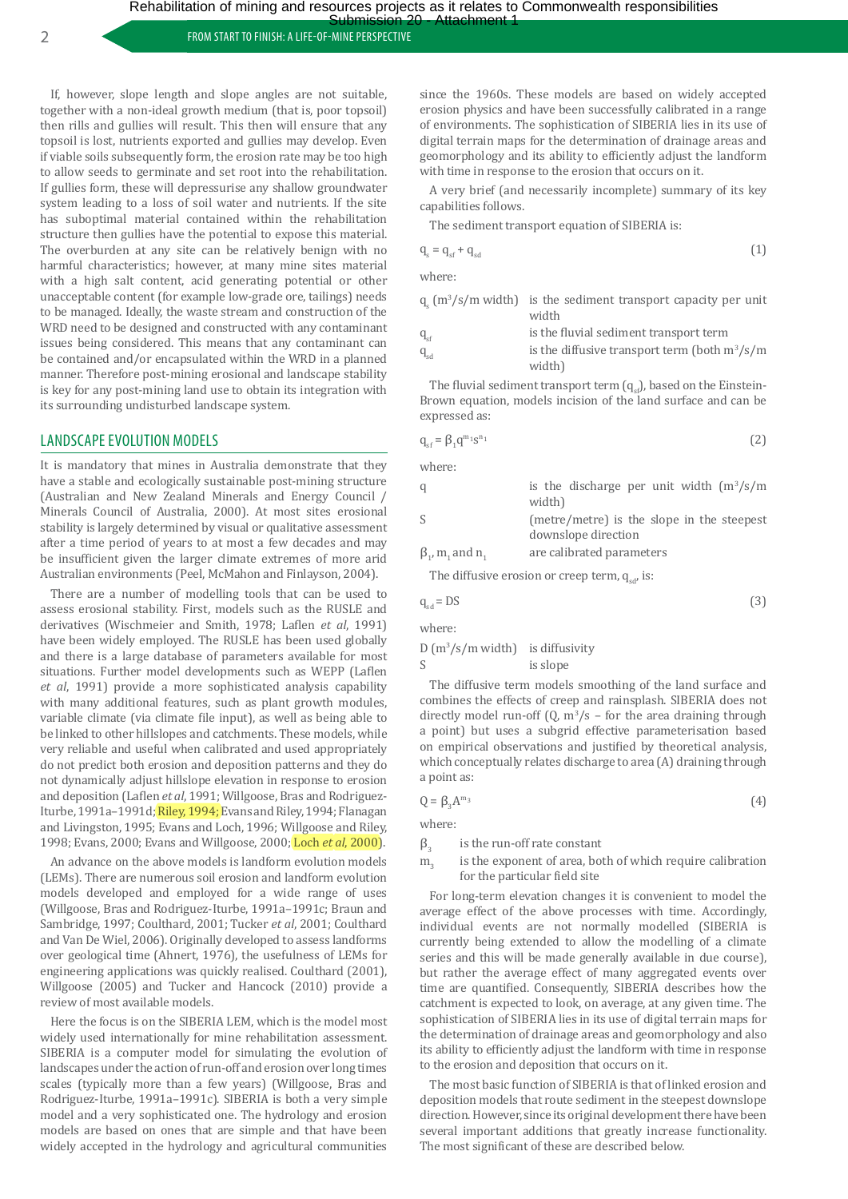If, however, slope length and slope angles are not suitable, together with a non-ideal growth medium (that is, poor topsoil) then rills and gullies will result. This then will ensure that any topsoil is lost, nutrients exported and gullies may develop. Even if viable soils subsequently form, the erosion rate may be too high to allow seeds to germinate and set root into the rehabilitation. If gullies form, these will depressurise any shallow groundwater system leading to a loss of soil water and nutrients. If the site has suboptimal material contained within the rehabilitation structure then gullies have the potential to expose this material. The overburden at any site can be relatively benign with no harmful characteristics; however, at many mine sites material with a high salt content, acid generating potential or other unacceptable content (for example low-grade ore, tailings) needs to be managed. Ideally, the waste stream and construction of the WRD need to be designed and constructed with any contaminant issues being considered. This means that any contaminant can be contained and/or encapsulated within the WRD in a planned manner. Therefore post-mining erosional and landscape stability is key for any post-mining land use to obtain its integration with its surrounding undisturbed landscape system.

## LANDSCAPE EVOLUTION MODELS

It is mandatory that mines in Australia demonstrate that they have a stable and ecologically sustainable post-mining structure (Australian and New Zealand Minerals and Energy Council / Minerals Council of Australia, 2000). At most sites erosional stability is largely determined by visual or qualitative assessment after a time period of years to at most a few decades and may be insufficient given the larger climate extremes of more arid Australian environments (Peel, McMahon and Finlayson, 2004).

There are a number of modelling tools that can be used to assess erosional stability. First, models such as the RUSLE and derivatives (Wischmeier and Smith, 1978; Laflen *et al*, 1991) have been widely employed. The RUSLE has been used globally and there is a large database of parameters available for most situations. Further model developments such as WEPP (Laflen *et al*, 1991) provide a more sophisticated analysis capability with many additional features, such as plant growth modules, variable climate (via climate file input), as well as being able to be linked to other hillslopes and catchments. These models, while very reliable and useful when calibrated and used appropriately do not predict both erosion and deposition patterns and they do not dynamically adjust hillslope elevation in response to erosion and deposition (Laflen *et al*, 1991; Willgoose, Bras and Rodriguez-Iturbe, 1991a–1991d; Riley, 1994; Evans and Riley, 1994; Flanagan and Livingston, 1995; Evans and Loch, 1996; Willgoose and Riley, 1998; Evans, 2000; Evans and Willgoose, 2000; Loch *et al*, 2000).

An advance on the above models is landform evolution models (LEMs). There are numerous soil erosion and landform evolution models developed and employed for a wide range of uses (Willgoose, Bras and Rodriguez-Iturbe, 1991a–1991c; Braun and Sambridge, 1997; Coulthard, 2001; Tucker *et al*, 2001; Coulthard and Van De Wiel, 2006). Originally developed to assess landforms over geological time (Ahnert, 1976), the usefulness of LEMs for engineering applications was quickly realised. Coulthard (2001), Willgoose (2005) and Tucker and Hancock (2010) provide a review of most available models.

Here the focus is on the SIBERIA LEM, which is the model most widely used internationally for mine rehabilitation assessment. SIBERIA is a computer model for simulating the evolution of landscapes under the action of run-off and erosion over long times scales (typically more than a few years) (Willgoose, Bras and Rodriguez-Iturbe, 1991a–1991c). SIBERIA is both a very simple model and a very sophisticated one. The hydrology and erosion models are based on ones that are simple and that have been widely accepted in the hydrology and agricultural communities since the 1960s. These models are based on widely accepted erosion physics and have been successfully calibrated in a range of environments. The sophistication of SIBERIA lies in its use of digital terrain maps for the determination of drainage areas and geomorphology and its ability to efficiently adjust the landform with time in response to the erosion that occurs on it.

A very brief (and necessarily incomplete) summary of its key capabilities follows.

The sediment transport equation of SIBERIA is:

$$q_s = q_{sf} + q_{sd} \tag{1}$$

where:

$q_s$ (m³/s/m width) is the sediment transport capacity per unit width

$q_{sf}$ is the fluvial sediment transport term

$q_{sd}$ is the diffusive transport term (both m³/s/m width)

The fluvial sediment transport term ($q_{sf}$), based on the Einstein-Brown equation, models incision of the land surface and can be expressed as:

$$q_{sf} = \beta_1 q^{m_1} S^{n_1} \tag{2}$$

where:

$q$ is the discharge per unit width (m³/s/m width)

$S$ (metre/metre) is the slope in the steepest downslope direction

$\beta_1$, $m_1$ and $n_1$ are calibrated parameters

The diffusive erosion or creep term, $q_{sd}$, is:

$$q_{sd} = DS \tag{3}$$

where:

$D$ (m³/s/m width) is diffusivity

$S$ is slope

The diffusive term models smoothing of the land surface and combines the effects of creep and rainsplash. SIBERIA does not directly model run-off (Q, m³/s – for the area draining through a point) but uses a subgrid effective parameterisation based on empirical observations and justified by theoretical analysis, which conceptually relates discharge to area (A) draining through a point as:

$$Q = \beta_3 A^{m_3} \tag{4}$$

where:

$\beta_3$ is the run-off rate constant

$m_3$ is the exponent of area, both of which require calibration for the particular field site

For long-term elevation changes it is convenient to model the average effect of the above processes with time. Accordingly, individual events are not normally modelled (SIBERIA is currently being extended to allow the modelling of a climate series and this will be made generally available in due course), but rather the average effect of many aggregated events over time are quantified. Consequently, SIBERIA describes how the catchment is expected to look, on average, at any given time. The sophistication of SIBERIA lies in its use of digital terrain maps for the determination of drainage areas and geomorphology and also its ability to efficiently adjust the landform with time in response to the erosion and deposition that occurs on it.

The most basic function of SIBERIA is that of linked erosion and deposition models that route sediment in the steepest downslope direction. However, since its original development there have been several important additions that greatly increase functionality. The most significant of these are described below.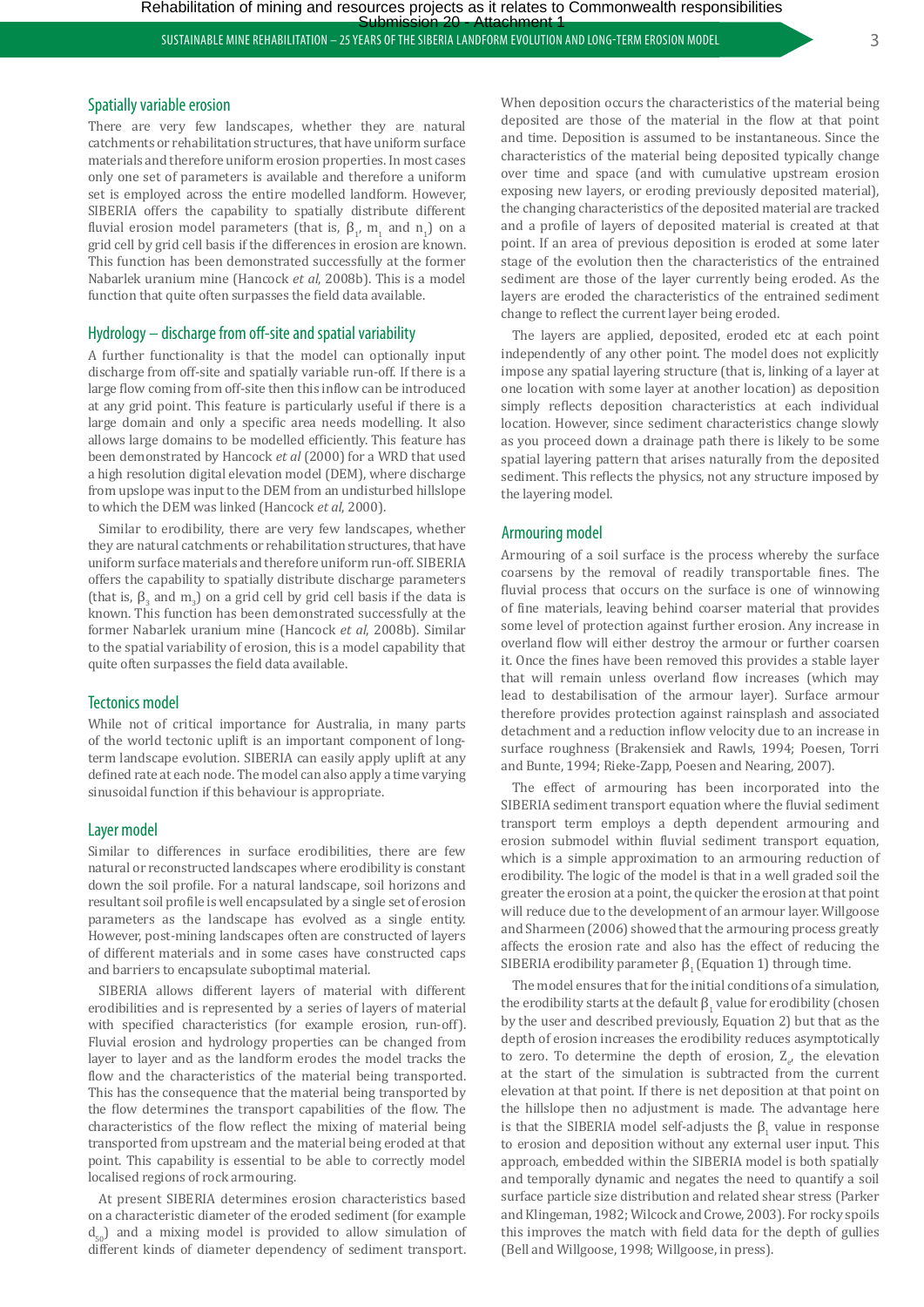## Spatially variable erosion

There are very few landscapes, whether they are natural catchments or rehabilitation structures, that have uniform surface materials and therefore uniform erosion properties. In most cases only one set of parameters is available and therefore a uniform set is employed across the entire modelled landform. However, SIBERIA offers the capability to spatially distribute different fluvial erosion model parameters (that is, $\beta_1$, $m_1$ and $n_1$) on a grid cell by grid cell basis if the differences in erosion are known. This function has been demonstrated successfully at the former Nabarlek uranium mine (Hancock *et al*, 2008b). This is a model function that quite often surpasses the field data available.

## Hydrology – discharge from off-site and spatial variability

A further functionality is that the model can optionally input discharge from off-site and spatially variable run-off. If there is a large flow coming from off-site then this inflow can be introduced at any grid point. This feature is particularly useful if there is a large domain and only a specific area needs modelling. It also allows large domains to be modelled efficiently. This feature has been demonstrated by Hancock *et al* (2000) for a WRD that used a high resolution digital elevation model (DEM), where discharge from upslope was input to the DEM from an undisturbed hillslope to which the DEM was linked (Hancock *et al*, 2000).

Similar to erodibility, there are very few landscapes, whether they are natural catchments or rehabilitation structures, that have uniform surface materials and therefore uniform run-off. SIBERIA offers the capability to spatially distribute discharge parameters (that is, $\beta_3$ and $m_3$) on a grid cell by grid cell basis if the data is known. This function has been demonstrated successfully at the former Nabarlek uranium mine (Hancock *et al*, 2008b). Similar to the spatial variability of erosion, this is a model capability that quite often surpasses the field data available.

## Tectonics model

While not of critical importance for Australia, in many parts of the world tectonic uplift is an important component of long-term landscape evolution. SIBERIA can easily apply uplift at any defined rate at each node. The model can also apply a time varying sinusoidal function if this behaviour is appropriate.

## Layer model

Similar to differences in surface erodibilities, there are few natural or reconstructed landscapes where erodibility is constant down the soil profile. For a natural landscape, soil horizons and resultant soil profile is well encapsulated by a single set of erosion parameters as the landscape has evolved as a single entity. However, post-mining landscapes often are constructed of layers of different materials and in some cases have constructed caps and barriers to encapsulate suboptimal material.

SIBERIA allows different layers of material with different erodibilities and is represented by a series of layers of material with specified characteristics (for example erosion, run-off). Fluvial erosion and hydrology properties can be changed from layer to layer and as the landform erodes the model tracks the flow and the characteristics of the material being transported. This has the consequence that the material being transported by the flow determines the transport capabilities of the flow. The characteristics of the flow reflect the mixing of material being transported from upstream and the material being eroded at that point. This capability is essential to be able to correctly model localised regions of rock armouring.

At present SIBERIA determines erosion characteristics based on a characteristic diameter of the eroded sediment (for example $d_{50}$) and a mixing model is provided to allow simulation of different kinds of diameter dependency of sediment transport. When deposition occurs the characteristics of the material being deposited are those of the material in the flow at that point and time. Deposition is assumed to be instantaneous. Since the characteristics of the material being deposited typically change over time and space (and with cumulative upstream erosion exposing new layers, or eroding previously deposited material), the changing characteristics of the deposited material are tracked and a profile of layers of deposited material is created at that point. If an area of previous deposition is eroded at some later stage of the evolution then the characteristics of the entrained sediment are those of the layer currently being eroded. As the layers are eroded the characteristics of the entrained sediment change to reflect the current layer being eroded.

The layers are applied, deposited, eroded etc at each point independently of any other point. The model does not explicitly impose any spatial layering structure (that is, linking of a layer at one location with some layer at another location) as deposition simply reflects deposition characteristics at each individual location. However, since sediment characteristics change slowly as you proceed down a drainage path there is likely to be some spatial layering pattern that arises naturally from the deposited sediment. This reflects the physics, not any structure imposed by the layering model.

## Armouring model

Armouring of a soil surface is the process whereby the surface coarsens by the removal of readily transportable fines. The fluvial process that occurs on the surface is one of winnowing of fine materials, leaving behind coarser material that provides some level of protection against further erosion. Any increase in overland flow will either destroy the armour or further coarsen it. Once the fines have been removed this provides a stable layer that will remain unless overland flow increases (which may lead to destabilisation of the armour layer). Surface armour therefore provides protection against rainsplash and associated detachment and a reduction inflow velocity due to an increase in surface roughness (Brakensiek and Rawls, 1994; Poesen, Torri and Bunte, 1994; Rieke-Zapp, Poesen and Nearing, 2007).

The effect of armouring has been incorporated into the SIBERIA sediment transport equation where the fluvial sediment transport term employs a depth dependent armouring and erosion submodel within fluvial sediment transport equation, which is a simple approximation to an armouring reduction of erodibility. The logic of the model is that in a well graded soil the greater the erosion at a point, the quicker the erosion at that point will reduce due to the development of an armour layer. Willgoose and Sharmeen (2006) showed that the armouring process greatly affects the erosion rate and also has the effect of reducing the SIBERIA erodibility parameter $\beta_1$ (Equation 1) through time.

The model ensures that for the initial conditions of a simulation, the erodibility starts at the default $\beta_1$ value for erodibility (chosen by the user and described previously, Equation 2) but that as the depth of erosion increases the erodibility reduces asymptotically to zero. To determine the depth of erosion, $Z_e$, the elevation at the start of the simulation is subtracted from the current elevation at that point. If there is net deposition at that point on the hillslope then no adjustment is made. The advantage here is that the SIBERIA model self-adjusts the $\beta_1$ value in response to erosion and deposition without any external user input. This approach, embedded within the SIBERIA model is both spatially and temporally dynamic and negates the need to quantify a soil surface particle size distribution and related shear stress (Parker and Klingeman, 1982; Wilcock and Crowe, 2003). For rocky spoils this improves the match with field data for the depth of gullies (Bell and Willgoose, 1998; Willgoose, in press).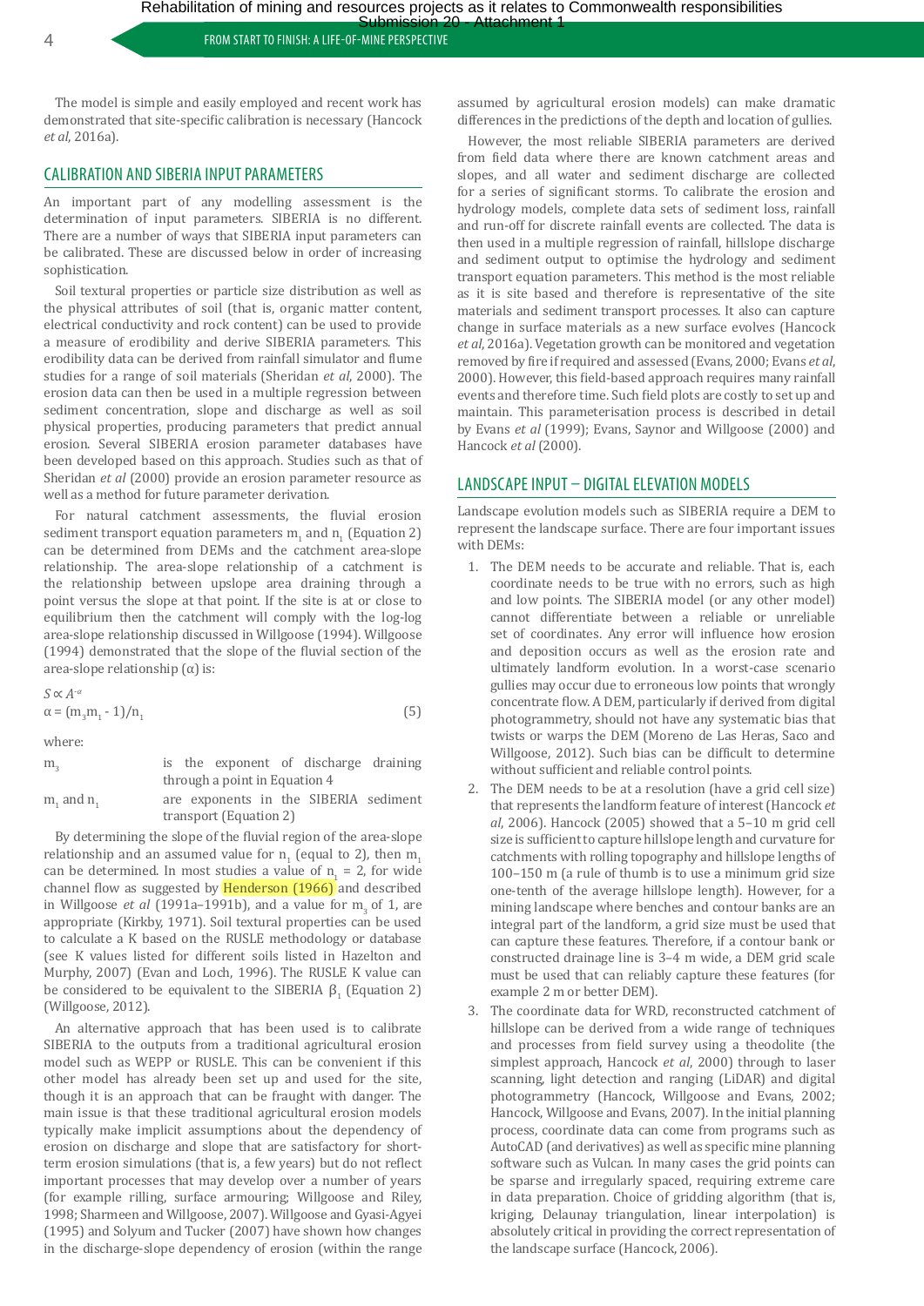The model is simple and easily employed and recent work has demonstrated that site-specific calibration is necessary (Hancock *et al*, 2016a).

## CALIBRATION AND SIBERIA INPUT PARAMETERS

An important part of any modelling assessment is the determination of input parameters. SIBERIA is no different. There are a number of ways that SIBERIA input parameters can be calibrated. These are discussed below in order of increasing sophistication.

Soil textural properties or particle size distribution as well as the physical attributes of soil (that is, organic matter content, electrical conductivity and rock content) can be used to provide a measure of erodibility and derive SIBERIA parameters. This erodibility data can be derived from rainfall simulator and flume studies for a range of soil materials (Sheridan *et al*, 2000). The erosion data can then be used in a multiple regression between sediment concentration, slope and discharge as well as soil physical properties, producing parameters that predict annual erosion. Several SIBERIA erosion parameter databases have been developed based on this approach. Studies such as that of Sheridan *et al* (2000) provide an erosion parameter resource as well as a method for future parameter derivation.

For natural catchment assessments, the fluvial erosion sediment transport equation parameters $m_1$ and $n_1$ (Equation 2) can be determined from DEMs and the catchment area-slope relationship. The area-slope relationship of a catchment is the relationship between upslope area draining through a point versus the slope at that point. If the site is at or close to equilibrium then the catchment will comply with the log-log area-slope relationship discussed in Willgoose (1994). Willgoose (1994) demonstrated that the slope of the fluvial section of the area-slope relationship ($\alpha$) is:

$$S \propto A^{-\alpha}$$

$$\alpha = (m_3 m_1 - 1)/n_1 \qquad (5)$$

where:

$m_3$ is the exponent of discharge draining through a point in Equation 4

$m_1$ and $n_1$ are exponents in the SIBERIA sediment transport (Equation 2)

By determining the slope of the fluvial region of the area-slope relationship and an assumed value for $n_1$ (equal to 2), then $m_1$ can be determined. In most studies a value of $n_1 = 2$, for wide channel flow as suggested by Henderson (1966) and described in Willgoose *et al* (1991a–1991b), and a value for $m_3$ of 1, are appropriate (Kirkby, 1971). Soil textural properties can be used to calculate a K based on the RUSLE methodology or database (see K values listed for different soils listed in Hazelton and Murphy, 2007) (Evan and Loch, 1996). The RUSLE K value can be considered to be equivalent to the SIBERIA $\beta_1$ (Equation 2) (Willgoose, 2012).

An alternative approach that has been used is to calibrate SIBERIA to the outputs from a traditional agricultural erosion model such as WEPP or RUSLE. This can be convenient if this other model has already been set up and used for the site, though it is an approach that can be fraught with danger. The main issue is that these traditional agricultural erosion models typically make implicit assumptions about the dependency of erosion on discharge and slope that are satisfactory for short-term erosion simulations (that is, a few years) but do not reflect important processes that may develop over a number of years (for example rilling, surface armouring; Willgoose and Riley, 1998; Sharmeen and Willgoose, 2007). Willgoose and Gyasi-Agyei (1995) and Solyum and Tucker (2007) have shown how changes in the discharge-slope dependency of erosion (within the range assumed by agricultural erosion models) can make dramatic differences in the predictions of the depth and location of gullies.

However, the most reliable SIBERIA parameters are derived from field data where there are known catchment areas and slopes, and all water and sediment discharge are collected for a series of significant storms. To calibrate the erosion and hydrology models, complete data sets of sediment loss, rainfall and run-off for discrete rainfall events are collected. The data is then used in a multiple regression of rainfall, hillslope discharge and sediment output to optimise the hydrology and sediment transport equation parameters. This method is the most reliable as it is site based and therefore is representative of the site materials and sediment transport processes. It also can capture change in surface materials as a new surface evolves (Hancock *et al*, 2016a). Vegetation growth can be monitored and vegetation removed by fire if required and assessed (Evans, 2000; Evans *et al*, 2000). However, this field-based approach requires many rainfall events and therefore time. Such field plots are costly to set up and maintain. This parameterisation process is described in detail by Evans *et al* (1999); Evans, Saynor and Willgoose (2000) and Hancock *et al* (2000).

## LANDSCAPE INPUT – DIGITAL ELEVATION MODELS

Landscape evolution models such as SIBERIA require a DEM to represent the landscape surface. There are four important issues with DEMs:

1. The DEM needs to be accurate and reliable. That is, each coordinate needs to be true with no errors, such as high and low points. The SIBERIA model (or any other model) cannot differentiate between a reliable or unreliable set of coordinates. Any error will influence how erosion and deposition occurs as well as the erosion rate and ultimately landform evolution. In a worst-case scenario gullies may occur due to erroneous low points that wrongly concentrate flow. A DEM, particularly if derived from digital photogrammetry, should not have any systematic bias that twists or warps the DEM (Moreno de Las Heras, Saco and Willgoose, 2012). Such bias can be difficult to determine without sufficient and reliable control points.
2. The DEM needs to be at a resolution (have a grid cell size) that represents the landform feature of interest (Hancock *et al*, 2006). Hancock (2005) showed that a 5–10 m grid cell size is sufficient to capture hillslope length and curvature for catchments with rolling topography and hillslope lengths of 100–150 m (a rule of thumb is to use a minimum grid size one-tenth of the average hillslope length). However, for a mining landscape where benches and contour banks are an integral part of the landform, a grid size must be used that can capture these features. Therefore, if a contour bank or constructed drainage line is 3–4 m wide, a DEM grid scale must be used that can reliably capture these features (for example 2 m or better DEM).
3. The coordinate data for WRD, reconstructed catchment of hillslope can be derived from a wide range of techniques and processes from field survey using a theodolite (the simplest approach, Hancock *et al*, 2000) through to laser scanning, light detection and ranging (LiDAR) and digital photogrammetry (Hancock, Willgoose and Evans, 2002; Hancock, Willgoose and Evans, 2007). In the initial planning process, coordinate data can come from programs such as AutoCAD (and derivatives) as well as specific mine planning software such as Vulcan. In many cases the grid points can be sparse and irregularly spaced, requiring extreme care in data preparation. Choice of gridding algorithm (that is, kriging, Delaunay triangulation, linear interpolation) is absolutely critical in providing the correct representation of the landscape surface (Hancock, 2006).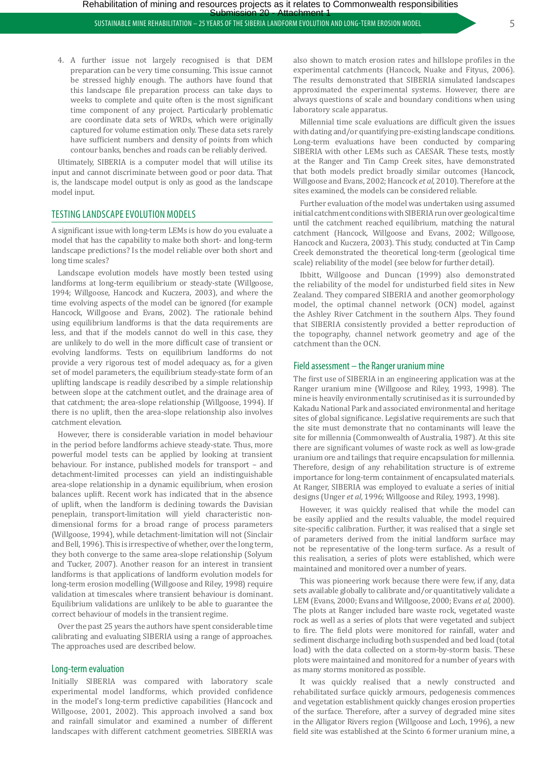4. A further issue not largely recognised is that DEM preparation can be very time consuming. This issue cannot be stressed highly enough. The authors have found that this landscape file preparation process can take days to weeks to complete and quite often is the most significant time component of any project. Particularly problematic are coordinate data sets of WRDs, which were originally captured for volume estimation only. These data sets rarely have sufficient numbers and density of points from which contour banks, benches and roads can be reliably derived.

Ultimately, SIBERIA is a computer model that will utilise its input and cannot discriminate between good or poor data. That is, the landscape model output is only as good as the landscape model input.

## TESTING LANDSCAPE EVOLUTION MODELS

A significant issue with long-term LEMs is how do you evaluate a model that has the capability to make both short- and long-term landscape predictions? Is the model reliable over both short and long time scales?

Landscape evolution models have mostly been tested using landforms at long-term equilibrium or steady-state (Willgoose, 1994; Willgoose, Hancock and Kuczera, 2003), and where the time evolving aspects of the model can be ignored (for example Hancock, Willgoose and Evans, 2002). The rationale behind using equilibrium landforms is that the data requirements are less, and that if the models cannot do well in this case, they are unlikely to do well in the more difficult case of transient or evolving landforms. Tests on equilibrium landforms do not provide a very rigorous test of model adequacy as, for a given set of model parameters, the equilibrium steady-state form of an uplifting landscape is readily described by a simple relationship between slope at the catchment outlet, and the drainage area of that catchment; the area-slope relationship (Willgoose, 1994). If there is no uplift, then the area-slope relationship also involves catchment elevation.

However, there is considerable variation in model behaviour in the period before landforms achieve steady-state. Thus, more powerful model tests can be applied by looking at transient behaviour. For instance, published models for transport – and detachment-limited processes can yield an indistinguishable area-slope relationship in a dynamic equilibrium, when erosion balances uplift. Recent work has indicated that in the absence of uplift, when the landform is declining towards the Davisian peneplain, transport-limitation will yield characteristic non-dimensional forms for a broad range of process parameters (Willgoose, 1994), while detachment-limitation will not (Sinclair and Bell, 1996). This is irrespective of whether, over the long term, they both converge to the same area-slope relationship (Solyum and Tucker, 2007). Another reason for an interest in transient landforms is that applications of landform evolution models for long-term erosion modelling (Willgoose and Riley, 1998) require validation at timescales where transient behaviour is dominant. Equilibrium validations are unlikely to be able to guarantee the correct behaviour of models in the transient regime.

Over the past 25 years the authors have spent considerable time calibrating and evaluating SIBERIA using a range of approaches. The approaches used are described below.

### Long-term evaluation

Initially SIBERIA was compared with laboratory scale experimental model landforms, which provided confidence in the model's long-term predictive capabilities (Hancock and Willgoose, 2001, 2002). This approach involved a sand box and rainfall simulator and examined a number of different landscapes with different catchment geometries. SIBERIA was also shown to match erosion rates and hillslope profiles in the experimental catchments (Hancock, Nuake and Fityus, 2006). The results demonstrated that SIBERIA simulated landscapes approximated the experimental systems. However, there are always questions of scale and boundary conditions when using laboratory scale apparatus.

Millennial time scale evaluations are difficult given the issues with dating and/or quantifying pre-existing landscape conditions. Long-term evaluations have been conducted by comparing SIBERIA with other LEMs such as CAESAR. These tests, mostly at the Ranger and Tin Camp Creek sites, have demonstrated that both models predict broadly similar outcomes (Hancock, Willgoose and Evans, 2002; Hancock *et al*, 2010). Therefore at the sites examined, the models can be considered reliable.

Further evaluation of the model was undertaken using assumed initial catchment conditions with SIBERIA run over geological time until the catchment reached equilibrium, matching the natural catchment (Hancock, Willgoose and Evans, 2002; Willgoose, Hancock and Kuczera, 2003). This study, conducted at Tin Camp Creek demonstrated the theoretical long-term (geological time scale) reliability of the model (see below for further detail).

Ibbitt, Willgoose and Duncan (1999) also demonstrated the reliability of the model for undisturbed field sites in New Zealand. They compared SIBERIA and another geomorphology model, the optimal channel network (OCN) model, against the Ashley River Catchment in the southern Alps. They found that SIBERIA consistently provided a better reproduction of the topography, channel network geometry and age of the catchment than the OCN.

### Field assessment – the Ranger uranium mine

The first use of SIBERIA in an engineering application was at the Ranger uranium mine (Willgoose and Riley, 1993, 1998). The mine is heavily environmentally scrutinised as it is surrounded by Kakadu National Park and associated environmental and heritage sites of global significance. Legislative requirements are such that the site must demonstrate that no contaminants will leave the site for millennia (Commonwealth of Australia, 1987). At this site there are significant volumes of waste rock as well as low-grade uranium ore and tailings that require encapsulation for millennia. Therefore, design of any rehabilitation structure is of extreme importance for long-term containment of encapsulated materials. At Ranger, SIBERIA was employed to evaluate a series of initial designs (Unger *et al*, 1996; Willgoose and Riley, 1993, 1998).

However, it was quickly realised that while the model can be easily applied and the results valuable, the model required site-specific calibration. Further, it was realised that a single set of parameters derived from the initial landform surface may not be representative of the long-term surface. As a result of this realisation, a series of plots were established, which were maintained and monitored over a number of years.

This was pioneering work because there were few, if any, data sets available globally to calibrate and/or quantitatively validate a LEM (Evans, 2000; Evans and Willgoose, 2000; Evans *et al*, 2000). The plots at Ranger included bare waste rock, vegetated waste rock as well as a series of plots that were vegetated and subject to fire. The field plots were monitored for rainfall, water and sediment discharge including both suspended and bed load (total load) with the data collected on a storm-by-storm basis. These plots were maintained and monitored for a number of years with as many storms monitored as possible.

It was quickly realised that a newly constructed and rehabilitated surface quickly armours, pedogenesis commences and vegetation establishment quickly changes erosion properties of the surface. Therefore, after a survey of degraded mine sites in the Alligator Rivers region (Willgoose and Loch, 1996), a new field site was established at the Scinto 6 former uranium mine, a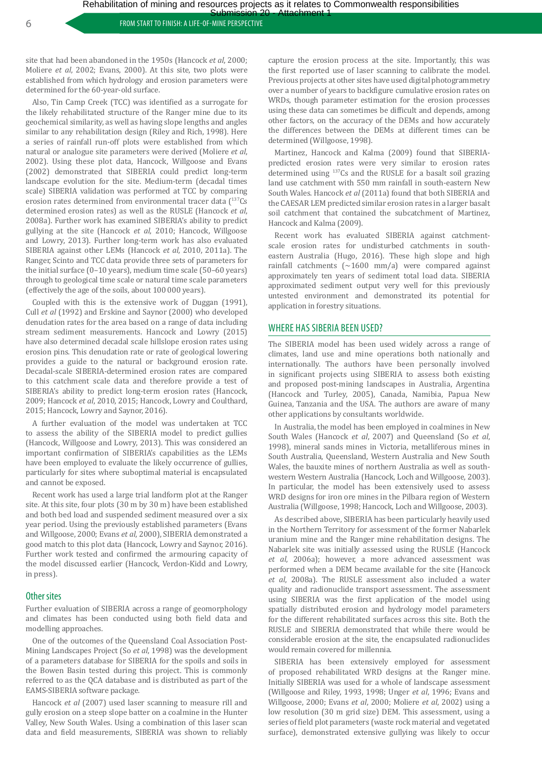site that had been abandoned in the 1950s (Hancock *et al*, 2000; Moliere *et al*, 2002; Evans, 2000). At this site, two plots were established from which hydrology and erosion parameters were determined for the 60-year-old surface.

Also, Tin Camp Creek (TCC) was identified as a surrogate for the likely rehabilitated structure of the Ranger mine due to its geochemical similarity, as well as having slope lengths and angles similar to any rehabilitation design (Riley and Rich, 1998). Here a series of rainfall run-off plots were established from which natural or analogue site parameters were derived (Moliere *et al*, 2002). Using these plot data, Hancock, Willgoose and Evans (2002) demonstrated that SIBERIA could predict long-term landscape evolution for the site. Medium-term (decadal times scale) SIBERIA validation was performed at TCC by comparing erosion rates determined from environmental tracer data ($^{137}$Cs determined erosion rates) as well as the RUSLE (Hancock *et al*, 2008a). Further work has examined SIBERIA's ability to predict gullying at the site (Hancock *et al*, 2010; Hancock, Willgoose and Lowry, 2013). Further long-term work has also evaluated SIBERIA against other LEMs (Hancock *et al*, 2010, 2011a). The Ranger, Scinto and TCC data provide three sets of parameters for the initial surface (0–10 years), medium time scale (50–60 years) through to geological time scale or natural time scale parameters (effectively the age of the soils, about 100 000 years).

Coupled with this is the extensive work of Duggan (1991), Cull *et al* (1992) and Erskine and Saynor (2000) who developed denudation rates for the area based on a range of data including stream sediment measurements. Hancock and Lowry (2015) have also determined decadal scale hillslope erosion rates using erosion pins. This denudation rate or rate of geological lowering provides a guide to the natural or background erosion rate. Decadal-scale SIBERIA-determined erosion rates are compared to this catchment scale data and therefore provide a test of SIBERIA's ability to predict long-term erosion rates (Hancock, 2009; Hancock *et al*, 2010, 2015; Hancock, Lowry and Coulthard, 2015; Hancock, Lowry and Saynor, 2016).

A further evaluation of the model was undertaken at TCC to assess the ability of the SIBERIA model to predict gullies (Hancock, Willgoose and Lowry, 2013). This was considered an important confirmation of SIBERIA's capabilities as the LEMs have been employed to evaluate the likely occurrence of gullies, particularly for sites where suboptimal material is encapsulated and cannot be exposed.

Recent work has used a large trial landform plot at the Ranger site. At this site, four plots (30 m by 30 m) have been established and both bed load and suspended sediment measured over a six year period. Using the previously established parameters (Evans and Willgoose, 2000; Evans *et al*, 2000), SIBERIA demonstrated a good match to this plot data (Hancock, Lowry and Saynor, 2016). Further work tested and confirmed the armouring capacity of the model discussed earlier (Hancock, Verdon-Kidd and Lowry, in press).

## Other sites

Further evaluation of SIBERIA across a range of geomorphology and climates has been conducted using both field data and modelling approaches.

One of the outcomes of the Queensland Coal Association Post-Mining Landscapes Project (So *et al*, 1998) was the development of a parameters database for SIBERIA for the spoils and soils in the Bowen Basin tested during this project. This is commonly referred to as the QCA database and is distributed as part of the EAMS-SIBERIA software package.

Hancock *et al* (2007) used laser scanning to measure rill and gully erosion on a steep slope batter on a coalmine in the Hunter Valley, New South Wales. Using a combination of this laser scan data and field measurements, SIBERIA was shown to reliably capture the erosion process at the site. Importantly, this was the first reported use of laser scanning to calibrate the model. Previous projects at other sites have used digital photogrammetry over a number of years to backfigure cumulative erosion rates on WRDs, though parameter estimation for the erosion processes using these data can sometimes be difficult and depends, among other factors, on the accuracy of the DEMs and how accurately the differences between the DEMs at different times can be determined (Willgoose, 1998).

Martinez, Hancock and Kalma (2009) found that SIBERIA-predicted erosion rates were very similar to erosion rates determined using $^{137}$Cs and the RUSLE for a basalt soil grazing land use catchment with 550 mm rainfall in south-eastern New South Wales. Hancock *et al* (2011a) found that both SIBERIA and the CAESAR LEM predicted similar erosion rates in a larger basalt soil catchment that contained the subcatchment of Martinez, Hancock and Kalma (2009).

Recent work has evaluated SIBERIA against catchment-scale erosion rates for undisturbed catchments in south-eastern Australia (Hugo, 2016). These high slope and high rainfall catchments (~1600 mm/a) were compared against approximately ten years of sediment total load data. SIBERIA approximated sediment output very well for this previously untested environment and demonstrated its potential for application in forestry situations.

## WHERE HAS SIBERIA BEEN USED?

The SIBERIA model has been used widely across a range of climates, land use and mine operations both nationally and internationally. The authors have been personally involved in significant projects using SIBERIA to assess both existing and proposed post-mining landscapes in Australia, Argentina (Hancock and Turley, 2005), Canada, Namibia, Papua New Guinea, Tanzania and the USA. The authors are aware of many other applications by consultants worldwide.

In Australia, the model has been employed in coalmines in New South Wales (Hancock *et al*, 2007) and Queensland (So *et al*, 1998), mineral sands mines in Victoria, metalliferous mines in South Australia, Queensland, Western Australia and New South Wales, the bauxite mines of northern Australia as well as south-western Western Australia (Hancock, Loch and Willgoose, 2003). In particular, the model has been extensively used to assess WRD designs for iron ore mines in the Pilbara region of Western Australia (Willgoose, 1998; Hancock, Loch and Willgoose, 2003).

As described above, SIBERIA has been particularly heavily used in the Northern Territory for assessment of the former Nabarlek uranium mine and the Ranger mine rehabilitation designs. The Nabarlek site was initially assessed using the RUSLE (Hancock *et al*, 2006a); however, a more advanced assessment was performed when a DEM became available for the site (Hancock *et al*, 2008a). The RUSLE assessment also included a water quality and radionuclide transport assessment. The assessment using SIBERIA was the first application of the model using spatially distributed erosion and hydrology model parameters for the different rehabilitated surfaces across this site. Both the RUSLE and SIBERIA demonstrated that while there would be considerable erosion at the site, the encapsulated radionuclides would remain covered for millennia.

SIBERIA has been extensively employed for assessment of proposed rehabilitated WRD designs at the Ranger mine. Initially SIBERIA was used for a whole of landscape assessment (Willgoose and Riley, 1993, 1998; Unger *et al*, 1996; Evans and Willgoose, 2000; Evans *et al*, 2000; Moliere *et al*, 2002) using a low resolution (30 m grid size) DEM. This assessment, using a series of field plot parameters (waste rock material and vegetated surface), demonstrated extensive gullying was likely to occur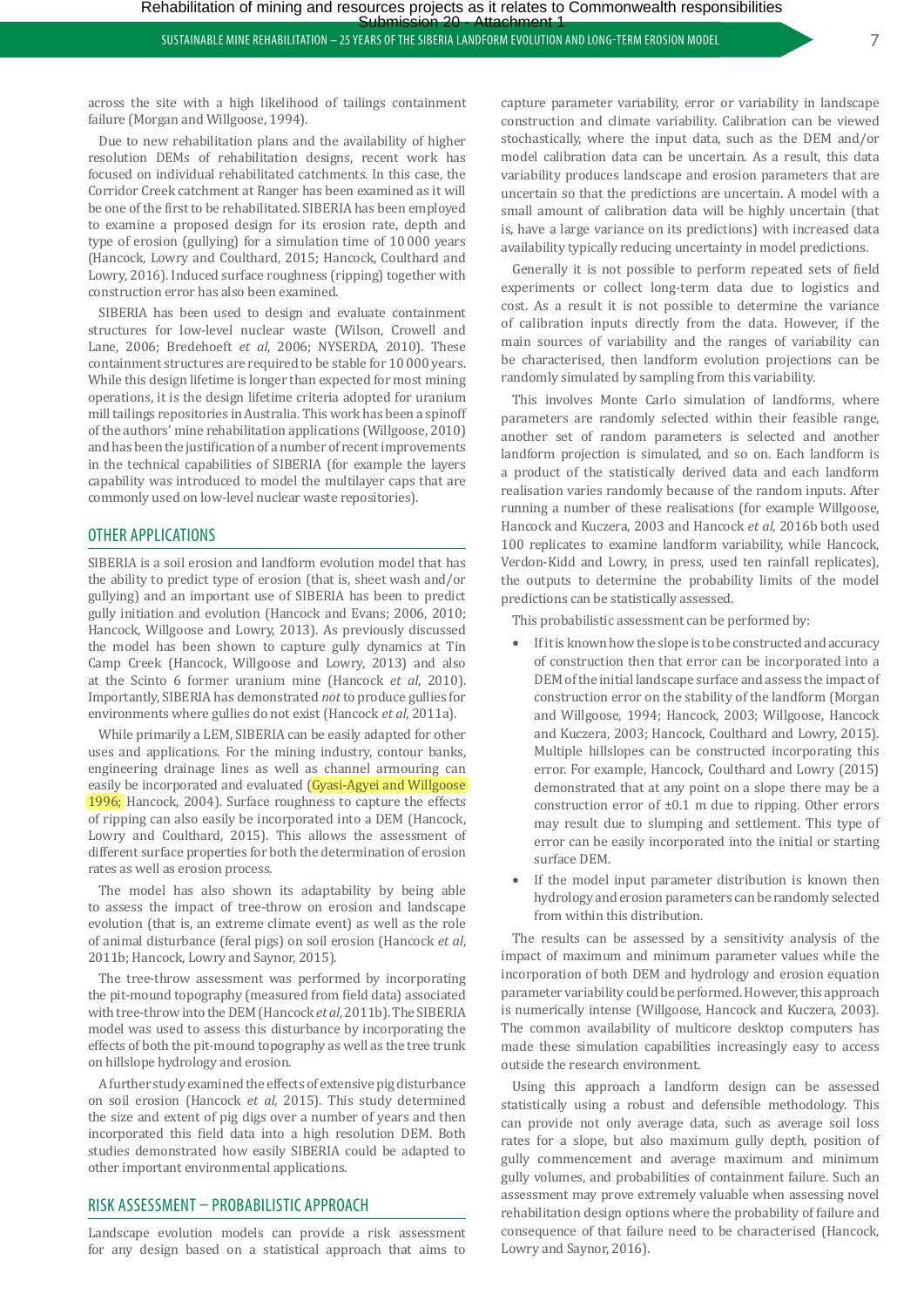across the site with a high likelihood of tailings containment failure (Morgan and Willgoose, 1994).

Due to new rehabilitation plans and the availability of higher resolution DEMs of rehabilitation designs, recent work has focused on individual rehabilitated catchments. In this case, the Corridor Creek catchment at Ranger has been examined as it will be one of the first to be rehabilitated. SIBERIA has been employed to examine a proposed design for its erosion rate, depth and type of erosion (gullying) for a simulation time of 10 000 years (Hancock, Lowry and Coulthard, 2015; Hancock, Coulthard and Lowry, 2016). Induced surface roughness (ripping) together with construction error has also been examined.

SIBERIA has been used to design and evaluate containment structures for low-level nuclear waste (Wilson, Crowell and Lane, 2006; Bredehoeft *et al*, 2006; NYSERDA, 2010). These containment structures are required to be stable for 10 000 years. While this design lifetime is longer than expected for most mining operations, it is the design lifetime criteria adopted for uranium mill tailings repositories in Australia. This work has been a spinoff of the authors' mine rehabilitation applications (Willgoose, 2010) and has been the justification of a number of recent improvements in the technical capabilities of SIBERIA (for example the layers capability was introduced to model the multilayer caps that are commonly used on low-level nuclear waste repositories).

## OTHER APPLICATIONS

SIBERIA is a soil erosion and landform evolution model that has the ability to predict type of erosion (that is, sheet wash and/or gullying) and an important use of SIBERIA has been to predict gully initiation and evolution (Hancock and Evans; 2006, 2010; Hancock, Willgoose and Lowry, 2013). As previously discussed the model has been shown to capture gully dynamics at Tin Camp Creek (Hancock, Willgoose and Lowry, 2013) and also at the Scinto 6 former uranium mine (Hancock *et al*, 2010). Importantly, SIBERIA has demonstrated *not* to produce gullies for environments where gullies do not exist (Hancock *et al*, 2011a).

While primarily a LEM, SIBERIA can be easily adapted for other uses and applications. For the mining industry, contour banks, engineering drainage lines as well as channel armouring can easily be incorporated and evaluated (Gyasi-Agyei and Willgoose 1996; Hancock, 2004). Surface roughness to capture the effects of ripping can also easily be incorporated into a DEM (Hancock, Lowry and Coulthard, 2015). This allows the assessment of different surface properties for both the determination of erosion rates as well as erosion process.

The model has also shown its adaptability by being able to assess the impact of tree-throw on erosion and landscape evolution (that is, an extreme climate event) as well as the role of animal disturbance (feral pigs) on soil erosion (Hancock *et al*, 2011b; Hancock, Lowry and Saynor, 2015).

The tree-throw assessment was performed by incorporating the pit-mound topography (measured from field data) associated with tree-throw into the DEM (Hancock *et al*, 2011b). The SIBERIA model was used to assess this disturbance by incorporating the effects of both the pit-mound topography as well as the tree trunk on hillslope hydrology and erosion.

A further study examined the effects of extensive pig disturbance on soil erosion (Hancock *et al*, 2015). This study determined the size and extent of pig digs over a number of years and then incorporated this field data into a high resolution DEM. Both studies demonstrated how easily SIBERIA could be adapted to other important environmental applications.

## RISK ASSESSMENT – PROBABILISTIC APPROACH

Landscape evolution models can provide a risk assessment for any design based on a statistical approach that aims to capture parameter variability, error or variability in landscape construction and climate variability. Calibration can be viewed stochastically, where the input data, such as the DEM and/or model calibration data can be uncertain. As a result, this data variability produces landscape and erosion parameters that are uncertain so that the predictions are uncertain. A model with a small amount of calibration data will be highly uncertain (that is, have a large variance on its predictions) with increased data availability typically reducing uncertainty in model predictions.

Generally it is not possible to perform repeated sets of field experiments or collect long-term data due to logistics and cost. As a result it is not possible to determine the variance of calibration inputs directly from the data. However, if the main sources of variability and the ranges of variability can be characterised, then landform evolution projections can be randomly simulated by sampling from this variability.

This involves Monte Carlo simulation of landforms, where parameters are randomly selected within their feasible range, another set of random parameters is selected and another landform projection is simulated, and so on. Each landform is a product of the statistically derived data and each landform realisation varies randomly because of the random inputs. After running a number of these realisations (for example Willgoose, Hancock and Kuczera, 2003 and Hancock *et al*, 2016b both used 100 replicates to examine landform variability, while Hancock, Verdon-Kidd and Lowry, in press, used ten rainfall replicates), the outputs to determine the probability limits of the model predictions can be statistically assessed.

This probabilistic assessment can be performed by:

- If it is known how the slope is to be constructed and accuracy of construction then that error can be incorporated into a DEM of the initial landscape surface and assess the impact of construction error on the stability of the landform (Morgan and Willgoose, 1994; Hancock, 2003; Willgoose, Hancock and Kuczera, 2003; Hancock, Coulthard and Lowry, 2015). Multiple hillslopes can be constructed incorporating this error. For example, Hancock, Coulthard and Lowry (2015) demonstrated that at any point on a slope there may be a construction error of ±0.1 m due to ripping. Other errors may result due to slumping and settlement. This type of error can be easily incorporated into the initial or starting surface DEM.
- If the model input parameter distribution is known then hydrology and erosion parameters can be randomly selected from within this distribution.

The results can be assessed by a sensitivity analysis of the impact of maximum and minimum parameter values while the incorporation of both DEM and hydrology and erosion equation parameter variability could be performed. However, this approach is numerically intense (Willgoose, Hancock and Kuczera, 2003). The common availability of multicore desktop computers has made these simulation capabilities increasingly easy to access outside the research environment.

Using this approach a landform design can be assessed statistically using a robust and defensible methodology. This can provide not only average data, such as average soil loss rates for a slope, but also maximum gully depth, position of gully commencement and average maximum and minimum gully volumes, and probabilities of containment failure. Such an assessment may prove extremely valuable when assessing novel rehabilitation design options where the probability of failure and consequence of that failure need to be characterised (Hancock, Lowry and Saynor, 2016).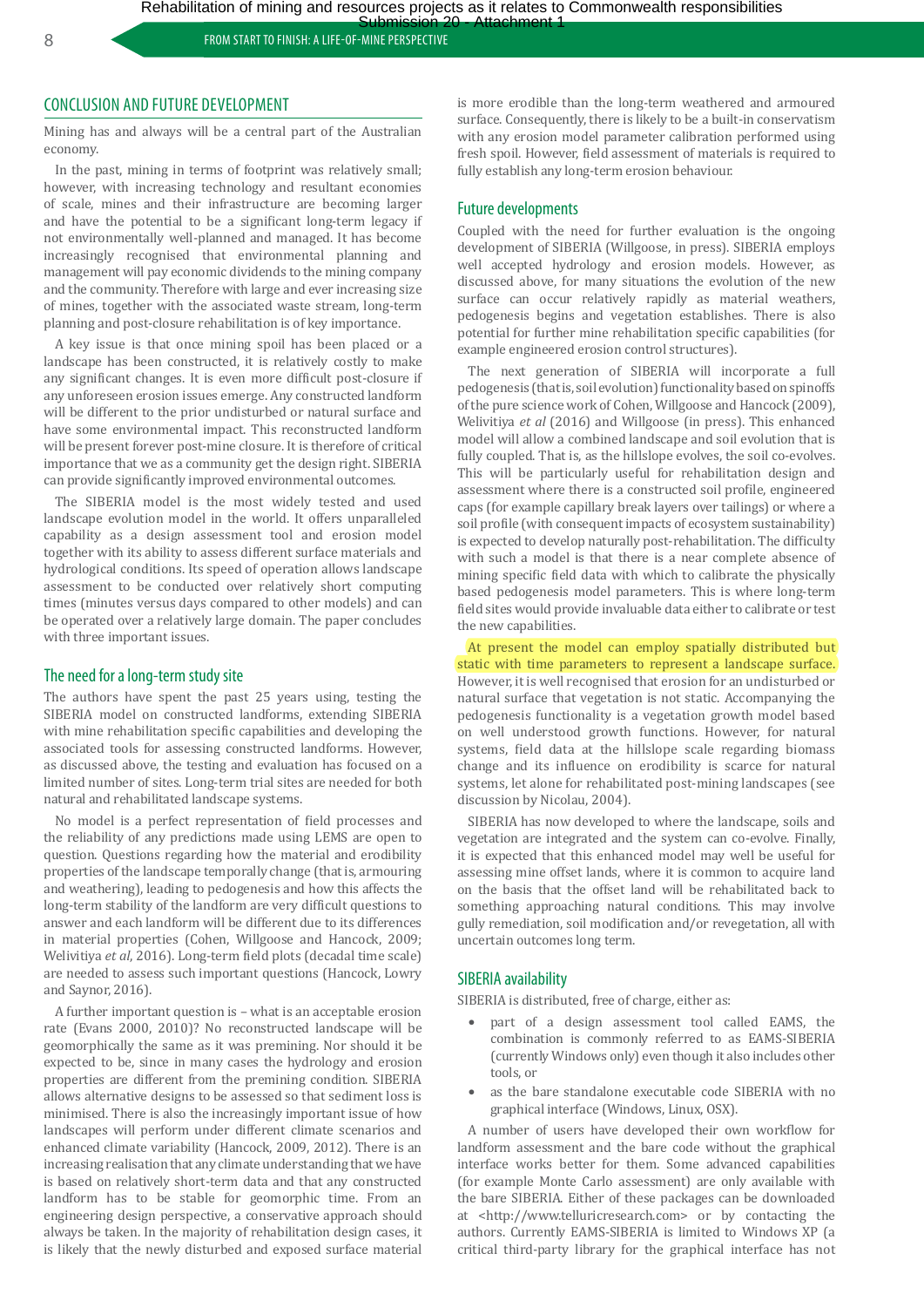## CONCLUSION AND FUTURE DEVELOPMENT

Mining has and always will be a central part of the Australian economy.

In the past, mining in terms of footprint was relatively small; however, with increasing technology and resultant economies of scale, mines and their infrastructure are becoming larger and have the potential to be a significant long-term legacy if not environmentally well-planned and managed. It has become increasingly recognised that environmental planning and management will pay economic dividends to the mining company and the community. Therefore with large and ever increasing size of mines, together with the associated waste stream, long-term planning and post-closure rehabilitation is of key importance.

A key issue is that once mining spoil has been placed or a landscape has been constructed, it is relatively costly to make any significant changes. It is even more difficult post-closure if any unforeseen erosion issues emerge. Any constructed landform will be different to the prior undisturbed or natural surface and have some environmental impact. This reconstructed landform will be present forever post-mine closure. It is therefore of critical importance that we as a community get the design right. SIBERIA can provide significantly improved environmental outcomes.

The SIBERIA model is the most widely tested and used landscape evolution model in the world. It offers unparalleled capability as a design assessment tool and erosion model together with its ability to assess different surface materials and hydrological conditions. Its speed of operation allows landscape assessment to be conducted over relatively short computing times (minutes versus days compared to other models) and can be operated over a relatively large domain. The paper concludes with three important issues.

### The need for a long-term study site

The authors have spent the past 25 years using, testing the SIBERIA model on constructed landforms, extending SIBERIA with mine rehabilitation specific capabilities and developing the associated tools for assessing constructed landforms. However, as discussed above, the testing and evaluation has focused on a limited number of sites. Long-term trial sites are needed for both natural and rehabilitated landscape systems.

No model is a perfect representation of field processes and the reliability of any predictions made using LEMS are open to question. Questions regarding how the material and erodibility properties of the landscape temporally change (that is, armouring and weathering), leading to pedogenesis and how this affects the long-term stability of the landform are very difficult questions to answer and each landform will be different due to its differences in material properties (Cohen, Willgoose and Hancock, 2009; Welivitiya *et al*, 2016). Long-term field plots (decadal time scale) are needed to assess such important questions (Hancock, Lowry and Saynor, 2016).

A further important question is – what is an acceptable erosion rate (Evans 2000, 2010)? No reconstructed landscape will be geomorphically the same as it was premining. Nor should it be expected to be, since in many cases the hydrology and erosion properties are different from the premining condition. SIBERIA allows alternative designs to be assessed so that sediment loss is minimised. There is also the increasingly important issue of how landscapes will perform under different climate scenarios and enhanced climate variability (Hancock, 2009, 2012). There is an increasing realisation that any climate understanding that we have is based on relatively short-term data and that any constructed landform has to be stable for geomorphic time. From an engineering design perspective, a conservative approach should always be taken. In the majority of rehabilitation design cases, it is likely that the newly disturbed and exposed surface material is more erodible than the long-term weathered and armoured surface. Consequently, there is likely to be a built-in conservatism with any erosion model parameter calibration performed using fresh spoil. However, field assessment of materials is required to fully establish any long-term erosion behaviour.

### Future developments

Coupled with the need for further evaluation is the ongoing development of SIBERIA (Willgoose, in press). SIBERIA employs well accepted hydrology and erosion models. However, as discussed above, for many situations the evolution of the new surface can occur relatively rapidly as material weathers, pedogenesis begins and vegetation establishes. There is also potential for further mine rehabilitation specific capabilities (for example engineered erosion control structures).

The next generation of SIBERIA will incorporate a full pedogenesis (that is, soil evolution) functionality based on spinoffs of the pure science work of Cohen, Willgoose and Hancock (2009), Welivitiya *et al* (2016) and Willgoose (in press). This enhanced model will allow a combined landscape and soil evolution that is fully coupled. That is, as the hillslope evolves, the soil co-evolves. This will be particularly useful for rehabilitation design and assessment where there is a constructed soil profile, engineered caps (for example capillary break layers over tailings) or where a soil profile (with consequent impacts of ecosystem sustainability) is expected to develop naturally post-rehabilitation. The difficulty with such a model is that there is a near complete absence of mining specific field data with which to calibrate the physically based pedogenesis model parameters. This is where long-term field sites would provide invaluable data either to calibrate or test the new capabilities.

At present the model can employ spatially distributed but static with time parameters to represent a landscape surface. However, it is well recognised that erosion for an undisturbed or natural surface that vegetation is not static. Accompanying the pedogenesis functionality is a vegetation growth model based on well understood growth functions. However, for natural systems, field data at the hillslope scale regarding biomass change and its influence on erodibility is scarce for natural systems, let alone for rehabilitated post-mining landscapes (see discussion by Nicolau, 2004).

SIBERIA has now developed to where the landscape, soils and vegetation are integrated and the system can co-evolve. Finally, it is expected that this enhanced model may well be useful for assessing mine offset lands, where it is common to acquire land on the basis that the offset land will be rehabilitated back to something approaching natural conditions. This may involve gully remediation, soil modification and/or revegetation, all with uncertain outcomes long term.

### SIBERIA availability

SIBERIA is distributed, free of charge, either as:

- part of a design assessment tool called EAMS, the combination is commonly referred to as EAMS-SIBERIA (currently Windows only) even though it also includes other tools, or
- as the bare standalone executable code SIBERIA with no graphical interface (Windows, Linux, OSX).

A number of users have developed their own workflow for landform assessment and the bare code without the graphical interface works better for them. Some advanced capabilities (for example Monte Carlo assessment) are only available with the bare SIBERIA. Either of these packages can be downloaded at <http://www.telluricresearch.com> or by contacting the authors. Currently EAMS-SIBERIA is limited to Windows XP (a critical third-party library for the graphical interface has not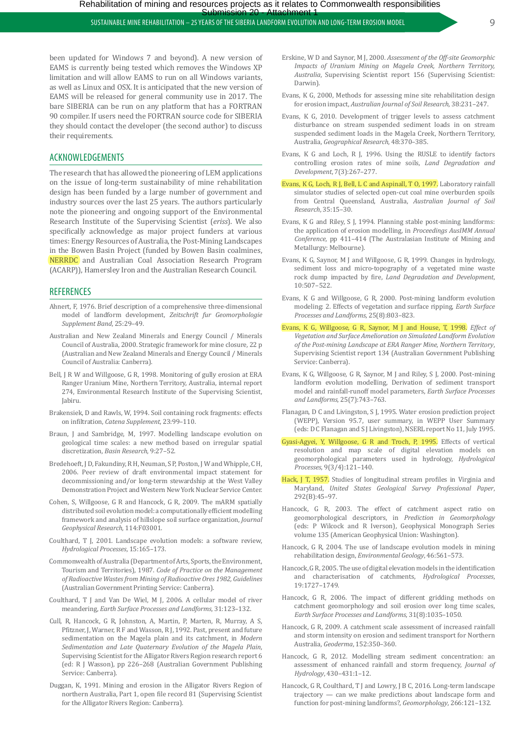been updated for Windows 7 and beyond). A new version of EAMS is currently being tested which removes the Windows XP limitation and will allow EAMS to run on all Windows variants, as well as Linux and OSX. It is anticipated that the new version of EAMS will be released for general community use in 2017. The bare SIBERIA can be run on any platform that has a FORTRAN 90 compiler. If users need the FORTRAN source code for SIBERIA they should contact the developer (the second author) to discuss their requirements.

## ACKNOWLEDGEMENTS

The research that has allowed the pioneering of LEM applications on the issue of long-term sustainability of mine rehabilitation design has been funded by a large number of government and industry sources over the last 25 years. The authors particularly note the pioneering and ongoing support of the Environmental Research Institute of the Supervising Scientist (*eriss*). We also specifically acknowledge as major project funders at various times: Energy Resources of Australia, the Post-Mining Landscapes in the Bowen Basin Project (funded by Bowen Basin coalmines, NERRDC and Australian Coal Association Research Program (ACARP)), Hamersley Iron and the Australian Research Council.

## REFERENCES

Ahnert, F, 1976. Brief description of a comprehensive three-dimensional model of landform development, *Zeitschrift fur Geomorphologie Supplement Band*, 25:29–49.

Australian and New Zealand Minerals and Energy Council / Minerals Council of Australia, 2000. Strategic framework for mine closure, 22 p (Australian and New Zealand Minerals and Energy Council / Minerals Council of Australia: Canberra).

Bell, J R W and Willgoose, G R, 1998. Monitoring of gully erosion at ERA Ranger Uranium Mine, Northern Territory, Australia, internal report 274, Environmental Research Institute of the Supervising Scientist, Jabiru.

Brakensiek, D and Rawls, W, 1994. Soil containing rock fragments: effects on infiltration, *Catena Supplement*, 23:99–110.

Braun, J and Sambridge, M, 1997. Modelling landscape evolution on geological time scales: a new method based on irregular spatial discretization, *Basin Research*, 9:27–52.

Bredehoeft, J D, Fakundiny, R H, Neuman, S P, Poston, J W and Whipple, C H, 2006. Peer review of draft environmental impact statement for decommissioning and/or long-term stewardship at the West Valley Demonstration Project and Western New York Nuclear Service Center.

Cohen, S, Willgoose, G R and Hancock, G R, 2009. The mARM spatially distributed soil evolution model: a computationally efficient modelling framework and analysis of hillslope soil surface organization, *Journal Geophysical Research*, 114:F03001.

Coulthard, T J, 2001. Landscape evolution models: a software review, *Hydrological Processes*, 15:165–173.

Commonwealth of Australia (Department of Arts, Sports, the Environment, Tourism and Territories), 1987. *Code of Practice on the Management of Radioactive Wastes from Mining of Radioactive Ores 1982, Guidelines* (Australian Government Printing Service: Canberra).

Coulthard, T J and Van De Wiel, M J, 2006. A cellular model of river meandering, *Earth Surface Processes and Landforms*, 31:123–132.

Cull, R, Hancock, G R, Johnston, A, Martin, P, Marten, R, Murray, A S, Pfitzner, J, Warner, R F and Wasson, R J, 1992. Past, present and future sedimentation on the Magela plain and its catchment, in *Modern Sedimentation and Late Quaternary Evolution of the Magela Plain*, Supervising Scientist for the Alligator Rivers Region research report 6 (ed: R J Wasson), pp 226–268 (Australian Government Publishing Service: Canberra).

Duggan, K, 1991. Mining and erosion in the Alligator Rivers Region of northern Australia, Part 1, open file record 81 (Supervising Scientist for the Alligator Rivers Region: Canberra).

Erskine, W D and Saynor, M J, 2000. *Assessment of the Off-site Geomorphic Impacts of Uranium Mining on Magela Creek, Northern Territory, Australia*, Supervising Scientist report 156 (Supervising Scientist: Darwin).

Evans, K G, 2000, Methods for assessing mine site rehabilitation design for erosion impact, *Australian Journal of Soil Research*, 38:231–247.

Evans, K G, 2010. Development of trigger levels to assess catchment disturbance on stream suspended sediment loads in on stream suspended sediment loads in the Magela Creek, Northern Territory, Australia, *Geographical Research*, 48:370–385.

Evans, K G and Loch, R J, 1996. Using the RUSLE to identify factors controlling erosion rates of mine soils, *Land Degradation and Development*, 7(3):267–277.

Evans, K G, Loch, R J, Bell, L C and Aspinall, T O, 1997. Laboratory rainfall simulator studies of selected open-cut coal mine overburden spoils from Central Queensland, Australia, *Australian Journal of Soil Research*, 35:15–30.

Evans, K G and Riley, S J, 1994. Planning stable post-mining landforms: the application of erosion modelling, in *Proceedings AusIMM Annual Conference*, pp 411–414 (The Australasian Institute of Mining and Metallurgy: Melbourne).

Evans, K G, Saynor, M J and Willgoose, G R, 1999. Changes in hydrology, sediment loss and micro-topography of a vegetated mine waste rock dump impacted by fire, *Land Degradation and Development*, 10:507–522.

Evans, K G and Willgoose, G R, 2000. Post-mining landform evolution modeling: 2. Effects of vegetation and surface ripping, *Earth Surface Processes and Landforms*, 25(8):803–823.

Evans, K G, Willgoose, G R, Saynor, M J and House, T, 1998. *Effect of Vegetation and Surface Amelioration on Simulated Landform Evolution of the Post-mining Landscape at ERA Ranger Mine, Northern Territory*, Supervising Scientist report 134 (Australian Government Publishing Service: Canberra).

Evans, K G, Willgoose, G R, Saynor, M J and Riley, S J, 2000. Post-mining landform evolution modelling, Derivation of sediment transport model and rainfall-runoff model parameters, *Earth Surface Processes and Landforms*, 25(7):743–763.

Flanagan, D C and Livingston, S J, 1995. Water erosion prediction project (WEPP), Version 95.7, user summary, in WEPP User Summary (eds: D C Flanagan and S J Livingston), NSERL report No 11, July 1995.

Gyasi-Agyei, Y, Willgoose, G R and Troch, P, 1995. Effects of vertical resolution and map scale of digital elevation models on geomorphological parameters used in hydrology, *Hydrological Processes*, 9(3/4):121–140.

Hack, J T, 1957. Studies of longitudinal stream profiles in Virginia and Maryland, *United States Geological Survey Professional Paper*, 292(B):45–97.

Hancock, G R, 2003. The effect of catchment aspect ratio on geomorphological descriptors, in *Prediction in Geomorphology* (eds: P Wilcock and R Iverson), Geophysical Monograph Series volume 135 (American Geophysical Union: Washington).

Hancock, G R, 2004. The use of landscape evolution models in mining rehabilitation design, *Environmental Geology*, 46:561–573.

Hancock, G R, 2005. The use of digital elevation models in the identification and characterisation of catchments, *Hydrological Processes*, 19:1727–1749.

Hancock, G R, 2006. The impact of different gridding methods on catchment geomorphology and soil erosion over long time scales, *Earth Surface Processes and Landforms*, 31(8):1035–1050.

Hancock, G R, 2009. A catchment scale assessment of increased rainfall and storm intensity on erosion and sediment transport for Northern Australia, *Geoderma*, 152:350–360.

Hancock, G R, 2012. Modelling stream sediment concentration: an assessment of enhanced rainfall and storm frequency, *Journal of Hydrology*, 430–431:1–12.

Hancock, G R, Coulthard, T J and Lowry, J B C, 2016. Long-term landscape trajectory — can we make predictions about landscape form and function for post-mining landforms?, *Geomorphology*, 266:121–132.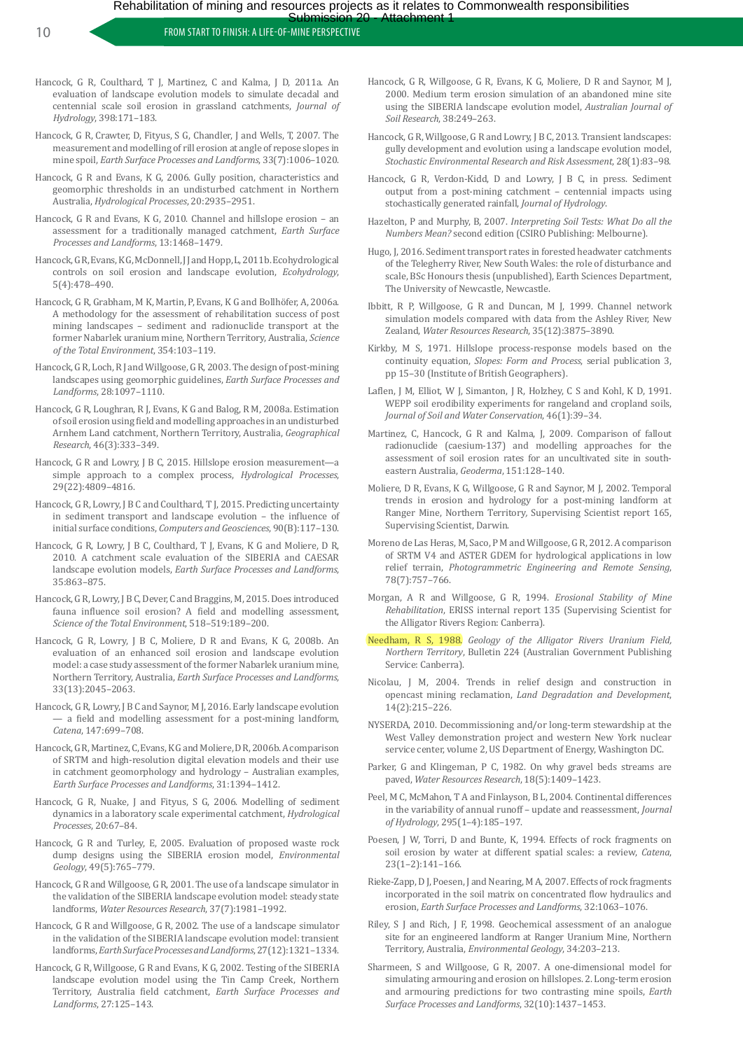Hancock, G R, Coulthard, T J, Martinez, C and Kalma, J D, 2011a. An evaluation of landscape evolution models to simulate decadal and centennial scale soil erosion in grassland catchments, *Journal of Hydrology*, 398:171–183.

Hancock, G R, Crawter, D, Fityus, S G, Chandler, J and Wells, T, 2007. The measurement and modelling of rill erosion at angle of repose slopes in mine spoil, *Earth Surface Processes and Landforms*, 33(7):1006–1020.

Hancock, G R and Evans, K G, 2006. Gully position, characteristics and geomorphic thresholds in an undisturbed catchment in Northern Australia, *Hydrological Processes*, 20:2935–2951.

Hancock, G R and Evans, K G, 2010. Channel and hillslope erosion – an assessment for a traditionally managed catchment, *Earth Surface Processes and Landforms*, 13:1468–1479.

Hancock, G R, Evans, K G, McDonnell, J J and Hopp, L, 2011b. Ecohydrological controls on soil erosion and landscape evolution, *Ecohydrology*, 5(4):478–490.

Hancock, G R, Grabham, M K, Martin, P, Evans, K G and Bollhöfer, A, 2006a. A methodology for the assessment of rehabilitation success of post mining landscapes – sediment and radionuclide transport at the former Nabarlek uranium mine, Northern Territory, Australia, *Science of the Total Environment*, 354:103–119.

Hancock, G R, Loch, R J and Willgoose, G R, 2003. The design of post-mining landscapes using geomorphic guidelines, *Earth Surface Processes and Landforms*, 28:1097–1110.

Hancock, G R, Loughran, R J, Evans, K G and Balog, R M, 2008a. Estimation of soil erosion using field and modelling approaches in an undisturbed Arnhem Land catchment, Northern Territory, Australia, *Geographical Research*, 46(3):333–349.

Hancock, G R and Lowry, J B C, 2015. Hillslope erosion measurement—a simple approach to a complex process, *Hydrological Processes*, 29(22):4809–4816.

Hancock, G R, Lowry, J B C and Coulthard, T J, 2015. Predicting uncertainty in sediment transport and landscape evolution – the influence of initial surface conditions, *Computers and Geosciences*, 90(B):117–130.

Hancock, G R, Lowry, J B C, Coulthard, T J, Evans, K G and Moliere, D R, 2010. A catchment scale evaluation of the SIBERIA and CAESAR landscape evolution models, *Earth Surface Processes and Landforms*, 35:863–875.

Hancock, G R, Lowry, J B C, Dever, C and Braggins, M, 2015. Does introduced fauna influence soil erosion? A field and modelling assessment, *Science of the Total Environment*, 518–519:189–200.

Hancock, G R, Lowry, J B C, Moliere, D R and Evans, K G, 2008b. An evaluation of an enhanced soil erosion and landscape evolution model: a case study assessment of the former Nabarlek uranium mine, Northern Territory, Australia, *Earth Surface Processes and Landforms*, 33(13):2045–2063.

Hancock, G R, Lowry, J B C and Saynor, M J, 2016. Early landscape evolution — a field and modelling assessment for a post-mining landform, *Catena*, 147:699–708.

Hancock, G R, Martinez, C, Evans, K G and Moliere, D R, 2006b. A comparison of SRTM and high-resolution digital elevation models and their use in catchment geomorphology and hydrology – Australian examples, *Earth Surface Processes and Landforms*, 31:1394–1412.

Hancock, G R, Nuake, J and Fityus, S G, 2006. Modelling of sediment dynamics in a laboratory scale experimental catchment, *Hydrological Processes*, 20:67–84.

Hancock, G R and Turley, E, 2005. Evaluation of proposed waste rock dump designs using the SIBERIA erosion model, *Environmental Geology*, 49(5):765–779.

Hancock, G R and Willgoose, G R, 2001. The use of a landscape simulator in the validation of the SIBERIA landscape evolution model: steady state landforms, *Water Resources Research*, 37(7):1981–1992.

Hancock, G R and Willgoose, G R, 2002. The use of a landscape simulator in the validation of the SIBERIA landscape evolution model: transient landforms, *Earth Surface Processes and Landforms*, 27(12):1321–1334.

Hancock, G R, Willgoose, G R and Evans, K G, 2002. Testing of the SIBERIA landscape evolution model using the Tin Camp Creek, Northern Territory, Australia field catchment, *Earth Surface Processes and Landforms*, 27:125–143.

Hancock, G R, Willgoose, G R, Evans, K G, Moliere, D R and Saynor, M J, 2000. Medium term erosion simulation of an abandoned mine site using the SIBERIA landscape evolution model, *Australian Journal of Soil Research*, 38:249–263.

Hancock, G R, Willgoose, G R and Lowry, J B C, 2013. Transient landscapes: gully development and evolution using a landscape evolution model, *Stochastic Environmental Research and Risk Assessment*, 28(1):83–98.

Hancock, G R, Verdon-Kidd, D and Lowry, J B C, in press. Sediment output from a post-mining catchment – centennial impacts using stochastically generated rainfall, *Journal of Hydrology*.

Hazelton, P and Murphy, B, 2007. *Interpreting Soil Tests: What Do all the Numbers Mean?* second edition (CSIRO Publishing: Melbourne).

Hugo, J, 2016. Sediment transport rates in forested headwater catchments of the Telegherry River, New South Wales: the role of disturbance and scale, BSc Honours thesis (unpublished), Earth Sciences Department, The University of Newcastle, Newcastle.

Ibbitt, R P, Willgoose, G R and Duncan, M J, 1999. Channel network simulation models compared with data from the Ashley River, New Zealand, *Water Resources Research*, 35(12):3875–3890.

Kirkby, M S, 1971. Hillslope process-response models based on the continuity equation, *Slopes: Form and Process*, serial publication 3, pp 15–30 (Institute of British Geographers).

Laflen, J M, Elliot, W J, Simanton, J R, Holzhey, C S and Kohl, K D, 1991. WEPP soil erodibility experiments for rangeland and cropland soils, *Journal of Soil and Water Conservation*, 46(1):39–34.

Martinez, C, Hancock, G R and Kalma, J, 2009. Comparison of fallout radionuclide (caesium-137) and modelling approaches for the assessment of soil erosion rates for an uncultivated site in south-eastern Australia, *Geoderma*, 151:128–140.

Moliere, D R, Evans, K G, Willgoose, G R and Saynor, M J, 2002. Temporal trends in erosion and hydrology for a post-mining landform at Ranger Mine, Northern Territory, Supervising Scientist report 165, Supervising Scientist, Darwin.

Moreno de Las Heras, M, Saco, P M and Willgoose, G R, 2012. A comparison of SRTM V4 and ASTER GDEM for hydrological applications in low relief terrain, *Photogrammetric Engineering and Remote Sensing*, 78(7):757–766.

Morgan, A R and Willgoose, G R, 1994. *Erosional Stability of Mine Rehabilitation*, ERISS internal report 135 (Supervising Scientist for the Alligator Rivers Region: Canberra).

Needham, R S, 1988. *Geology of the Alligator Rivers Uranium Field, Northern Territory*, Bulletin 224 (Australian Government Publishing Service: Canberra).

Nicolau, J M, 2004. Trends in relief design and construction in opencast mining reclamation, *Land Degradation and Development*, 14(2):215–226.

NYSERDA, 2010. Decommissioning and/or long-term stewardship at the West Valley demonstration project and western New York nuclear service center, volume 2, US Department of Energy, Washington DC.

Parker, G and Klingeman, P C, 1982. On why gravel beds streams are paved, *Water Resources Research*, 18(5):1409–1423.

Peel, M C, McMahon, T A and Finlayson, B L, 2004. Continental differences in the variability of annual runoff – update and reassessment, *Journal of Hydrology*, 295(1–4):185–197.

Poesen, J W, Torri, D and Bunte, K, 1994. Effects of rock fragments on soil erosion by water at different spatial scales: a review, *Catena*, 23(1–2):141–166.

Rieke-Zapp, D J, Poesen, J and Nearing, M A, 2007. Effects of rock fragments incorporated in the soil matrix on concentrated flow hydraulics and erosion, *Earth Surface Processes and Landforms*, 32:1063–1076.

Riley, S J and Rich, J F, 1998. Geochemical assessment of an analogue site for an engineered landform at Ranger Uranium Mine, Northern Territory, Australia, *Environmental Geology*, 34:203–213.

Sharmeen, S and Willgoose, G R, 2007. A one-dimensional model for simulating armouring and erosion on hillslopes. 2. Long-term erosion and armouring predictions for two contrasting mine spoils, *Earth Surface Processes and Landforms*, 32(10):1437–1453.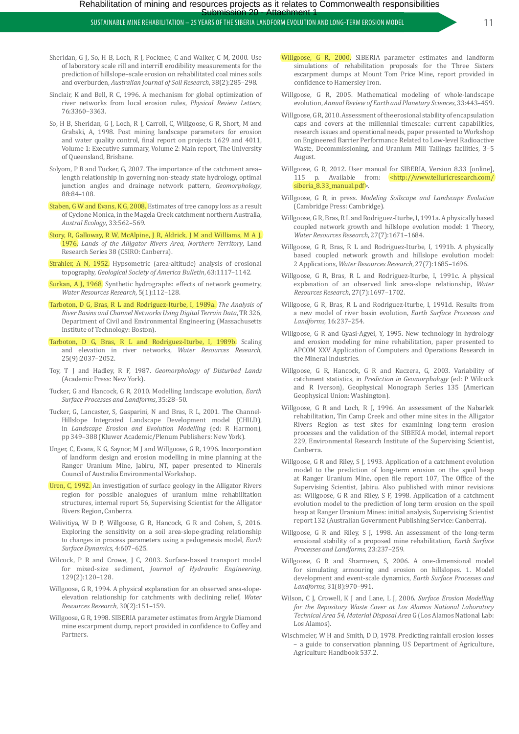Sheridan, G J, So, H B, Loch, R J, Pocknee, C and Walker, C M, 2000. Use of laboratory scale rill and interrill erodibility measurements for the prediction of hillslope–scale erosion on rehabilitated coal mines soils and overburden, *Australian Journal of Soil Research*, 38(2):285–298.

Sinclair, K and Bell, R C, 1996. A mechanism for global optimization of river networks from local erosion rules, *Physical Review Letters*, 76:3360–3363.

So, H B, Sheridan, G J, Loch, R J, Carroll, C, Willgoose, G R, Short, M and Grabski, A, 1998. Post mining landscape parameters for erosion and water quality control, final report on projects 1629 and 4011, Volume 1: Executive summary, Volume 2: Main report, The University of Queensland, Brisbane.

Solyom, P B and Tucker, G, 2007. The importance of the catchment area–length relationship in governing non-steady state hydrology, optimal junction angles and drainage network pattern, *Geomorphology*, 88:84–108.

Staben, G W and Evans, K G, 2008. Estimates of tree canopy loss as a result of Cyclone Monica, in the Magela Creek catchment northern Australia, *Austral Ecology*, 33:562–569.

Story, R, Galloway, R W, McAlpine, J R, Aldrick, J M and Williams, M A J, 1976. *Lands of the Alligator Rivers Area, Northern Territory*, Land Research Series 38 (CSIRO: Canberra).

Strahler, A N, 1952. Hypsometric (area-altitude) analysis of erosional topography, *Geological Society of America Bulletin*, 63:1117–1142.

Surkan, A J, 1968. Synthetic hydrographs: effects of network geometry, *Water Resources Research*, 5(1):112–128.

Tarboton, D G, Bras, R L and Rodriguez-Iturbe, I, 1989a. *The Analysis of River Basins and Channel Networks Using Digital Terrain Data*, TR 326, Department of Civil and Environmental Engineering (Massachusetts Institute of Technology: Boston).

Tarboton, D G, Bras, R L and Rodriguez-Iturbe, I, 1989b. Scaling and elevation in river networks, *Water Resources Research*, 25(9):2037–2052.

Toy, T J and Hadley, R F, 1987. *Geomorphology of Disturbed Lands* (Academic Press: New York).

Tucker, G and Hancock, G R, 2010. Modelling landscape evolution, *Earth Surface Processes and Landforms*, 35:28–50.

Tucker, G, Lancaster, S, Gasparini, N and Bras, R L, 2001. The Channel-Hillslope Integrated Landscape Development model (CHILD), in *Landscape Erosion and Evolution Modelling* (ed: R Harmon), pp 349–388 (Kluwer Academic/Plenum Publishers: New York).

Unger, C, Evans, K G, Saynor, M J and Willgoose, G R, 1996. Incorporation of landform design and erosion modelling in mine planning at the Ranger Uranium Mine, Jabiru, NT, paper presented to Minerals Council of Australia Environmental Workshop.

Uren, C, 1992. An investigation of surface geology in the Alligator Rivers region for possible analogues of uranium mine rehabilitation structures, internal report 56, Supervising Scientist for the Alligator Rivers Region, Canberra.

Welivitiya, W D P, Willgoose, G R, Hancock, G R and Cohen, S, 2016. Exploring the sensitivity on a soil area-slope-grading relationship to changes in process parameters using a pedogenesis model, *Earth Surface Dynamics*, 4:607–625.

Wilcock, P R and Crowe, J C, 2003. Surface-based transport model for mixed-size sediment, *Journal of Hydraulic Engineering*, 129(2):120–128.

Willgoose, G R, 1994. A physical explanation for an observed area-slope-elevation relationship for catchments with declining relief, *Water Resources Research*, 30(2):151–159.

Willgoose, G R, 1998. SIBERIA parameter estimates from Argyle Diamond mine escarpment dump, report provided in confidence to Coffey and Partners.

Willgoose, G R, 2000. SIBERIA parameter estimates and landform simulations of rehabilitation proposals for the Three Sisters escarpment dumps at Mount Tom Price Mine, report provided in confidence to Hamersley Iron.

Willgoose, G R, 2005. Mathematical modeling of whole-landscape evolution, *Annual Review of Earth and Planetary Sciences*, 33:443–459.

Willgoose, G R, 2010. Assessment of the erosional stability of encapsulation caps and covers at the millennial timescale: current capabilities, research issues and operational needs, paper presented to Workshop on Engineered Barrier Performance Related to Low-level Radioactive Waste, Decommissioning, and Uranium Mill Tailings facilities, 3–5 August.

Willgoose, G R, 2012. User manual for SIBERIA, Version 8.33 [online], 115 p. Available from: <http://www.telluricresearch.com/siberia_8.33_manual.pdf>.

Willgoose, G R, in press. *Modeling Soilscape and Landscape Evolution* (Cambridge Press: Cambridge).

Willgoose, G R, Bras, R L and Rodriguez-Iturbe, I, 1991a. A physically based coupled network growth and hillslope evolution model: 1 Theory, *Water Resources Research*, 27(7):1671–1684.

Willgoose, G R, Bras, R L and Rodriguez-Iturbe, I, 1991b. A physically based coupled network growth and hillslope evolution model: 2 Applications, *Water Resources Research*, 27(7):1685–1696.

Willgoose, G R, Bras, R L and Rodriguez-Iturbe, I, 1991c. A physical explanation of an observed link area-slope relationship, *Water Resources Research*, 27(7):1697–1702.

Willgoose, G R, Bras, R L and Rodriguez-Iturbe, I, 1991d. Results from a new model of river basin evolution, *Earth Surface Processes and Landforms*, 16:237–254.

Willgoose, G R and Gyasi-Agyei, Y, 1995. New technology in hydrology and erosion modeling for mine rehabilitation, paper presented to APCOM XXV Application of Computers and Operations Research in the Mineral Industries.

Willgoose, G R, Hancock, G R and Kuczera, G, 2003. Variability of catchment statistics, in *Prediction in Geomorphology* (ed: P Wilcock and R Iverson), Geophysical Monograph Series 135 (American Geophysical Union: Washington).

Willgoose, G R and Loch, R J, 1996. An assessment of the Nabarlek rehabilitation, Tin Camp Creek and other mine sites in the Alligator Rivers Region as test sites for examining long-term erosion processes and the validation of the SIBERIA model, internal report 229, Environmental Research Institute of the Supervising Scientist, Canberra.

Willgoose, G R and Riley, S J, 1993. Application of a catchment evolution model to the prediction of long-term erosion on the spoil heap at Ranger Uranium Mine, open file report 107, The Office of the Supervising Scientist, Jabiru. Also published with minor revisions as: Willgoose, G R and Riley, S F, 1998. Application of a catchment evolution model to the prediction of long term erosion on the spoil heap at Ranger Uranium Mines: initial analysis, Supervising Scientist report 132 (Australian Government Publishing Service: Canberra).

Willgoose, G R and Riley, S J, 1998. An assessment of the long-term erosional stability of a proposed mine rehabilitation, *Earth Surface Processes and Landforms*, 23:237–259.

Willgoose, G R and Sharmeen, S, 2006. A one-dimensional model for simulating armouring and erosion on hillslopes. 1. Model development and event-scale dynamics, *Earth Surface Processes and Landforms*, 31(8):970–991.

Wilson, C J, Crowell, K J and Lane, L J, 2006. *Surface Erosion Modelling for the Repository Waste Cover at Los Alamos National Laboratory Technical Area 54, Material Disposal Area* G (Los Alamos National Lab: Los Alamos).

Wischmeier, W H and Smith, D D, 1978. Predicting rainfall erosion losses – a guide to conservation planning, US Department of Agriculture, Agriculture Handbook 537.2.